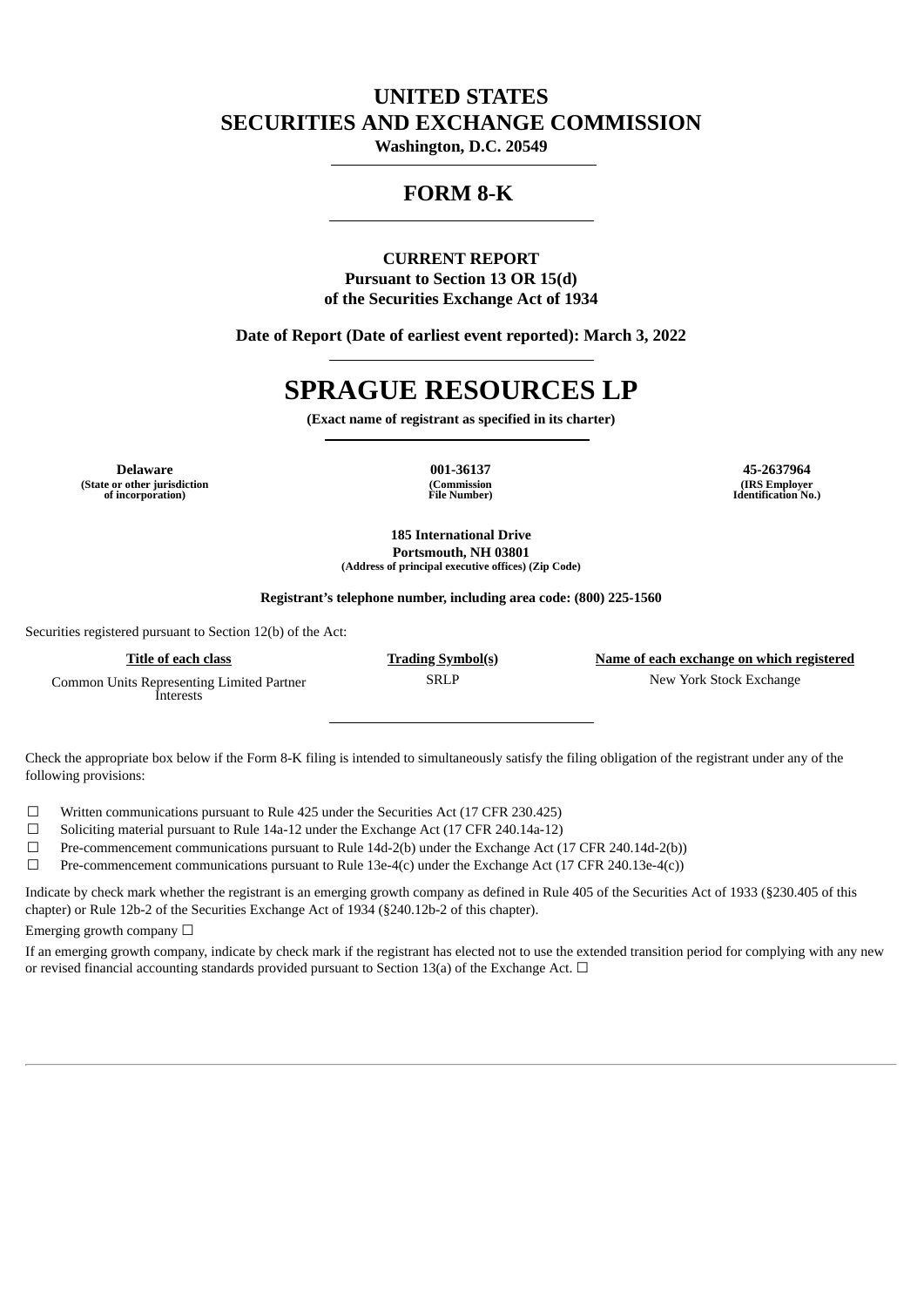# UNITED STATES
# SECURITIES AND EXCHANGE COMMISSION

**Washington, D.C. 20549**

## FORM 8-K

**CURRENT REPORT**
**Pursuant to Section 13 OR 15(d)**
**of the Securities Exchange Act of 1934**

**Date of Report (Date of earliest event reported): March 3, 2022**

# SPRAGUE RESOURCES LP

**(Exact name of registrant as specified in its charter)**

| Delaware | 001-36137 | 45-2637964 |
|---|---|---|
| (State or other jurisdiction of incorporation) | (Commission File Number) | (IRS Employer Identification No.) |

**185 International Drive**
**Portsmouth, NH 03801**
**(Address of principal executive offices) (Zip Code)**

**Registrant's telephone number, including area code: (800) 225-1560**

Securities registered pursuant to Section 12(b) of the Act:

| Title of each class | Trading Symbol(s) | Name of each exchange on which registered |
|---|---|---|
| Common Units Representing Limited Partner Interests | SRLP | New York Stock Exchange |

Check the appropriate box below if the Form 8-K filing is intended to simultaneously satisfy the filing obligation of the registrant under any of the following provisions:

☐ Written communications pursuant to Rule 425 under the Securities Act (17 CFR 230.425)
☐ Soliciting material pursuant to Rule 14a-12 under the Exchange Act (17 CFR 240.14a-12)
☐ Pre-commencement communications pursuant to Rule 14d-2(b) under the Exchange Act (17 CFR 240.14d-2(b))
☐ Pre-commencement communications pursuant to Rule 13e-4(c) under the Exchange Act (17 CFR 240.13e-4(c))

Indicate by check mark whether the registrant is an emerging growth company as defined in Rule 405 of the Securities Act of 1933 (§230.405 of this chapter) or Rule 12b-2 of the Securities Exchange Act of 1934 (§240.12b-2 of this chapter).

Emerging growth company ☐

If an emerging growth company, indicate by check mark if the registrant has elected not to use the extended transition period for complying with any new or revised financial accounting standards provided pursuant to Section 13(a) of the Exchange Act. ☐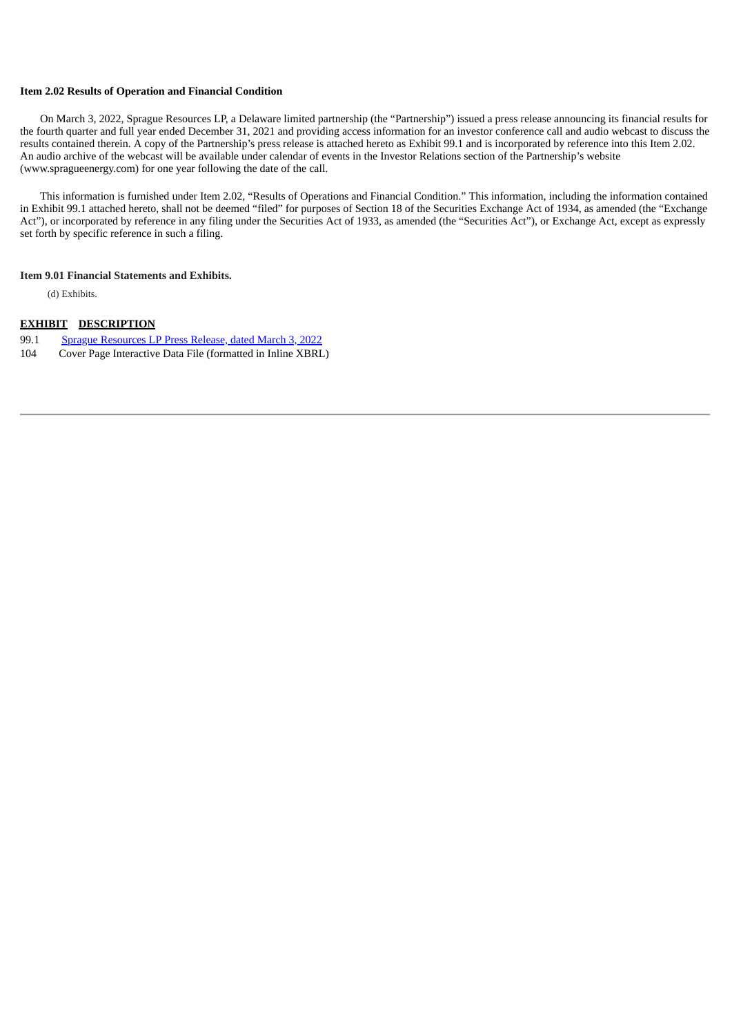**Item 2.02 Results of Operation and Financial Condition**

On March 3, 2022, Sprague Resources LP, a Delaware limited partnership (the "Partnership") issued a press release announcing its financial results for the fourth quarter and full year ended December 31, 2021 and providing access information for an investor conference call and audio webcast to discuss the results contained therein. A copy of the Partnership's press release is attached hereto as Exhibit 99.1 and is incorporated by reference into this Item 2.02. An audio archive of the webcast will be available under calendar of events in the Investor Relations section of the Partnership's website (www.spragueenergy.com) for one year following the date of the call.

This information is furnished under Item 2.02, "Results of Operations and Financial Condition." This information, including the information contained in Exhibit 99.1 attached hereto, shall not be deemed "filed" for purposes of Section 18 of the Securities Exchange Act of 1934, as amended (the "Exchange Act"), or incorporated by reference in any filing under the Securities Act of 1933, as amended (the "Securities Act"), or Exchange Act, except as expressly set forth by specific reference in such a filing.

**Item 9.01 Financial Statements and Exhibits.**

(d) Exhibits.

| EXHIBIT | DESCRIPTION |
|---|---|
| 99.1 | Sprague Resources LP Press Release, dated March 3, 2022 |
| 104 | Cover Page Interactive Data File (formatted in Inline XBRL) |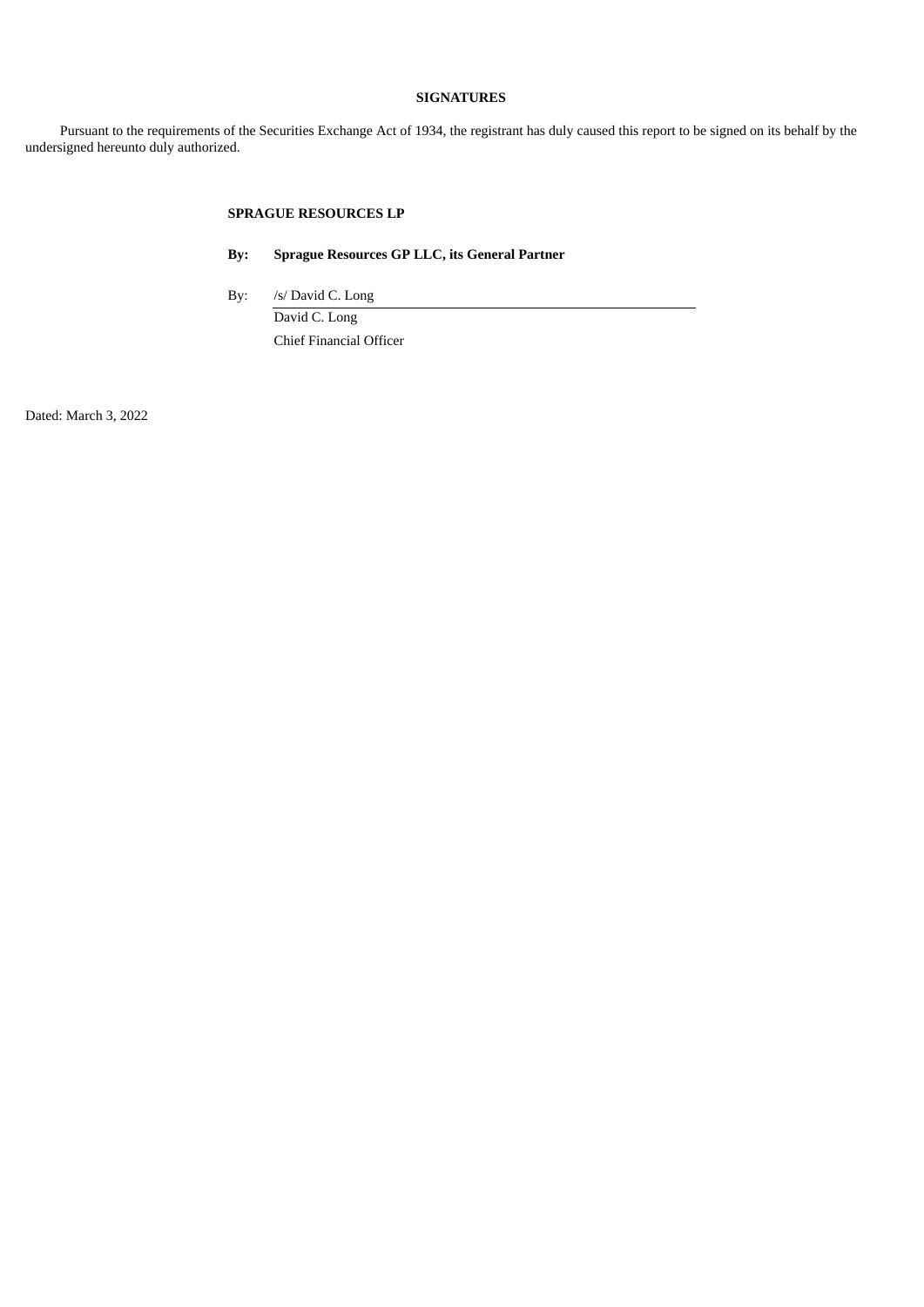**SIGNATURES**

Pursuant to the requirements of the Securities Exchange Act of 1934, the registrant has duly caused this report to be signed on its behalf by the undersigned hereunto duly authorized.

**SPRAGUE RESOURCES LP**

**By: Sprague Resources GP LLC, its General Partner**

By: /s/ David C. Long

David C. Long

Chief Financial Officer

Dated: March 3, 2022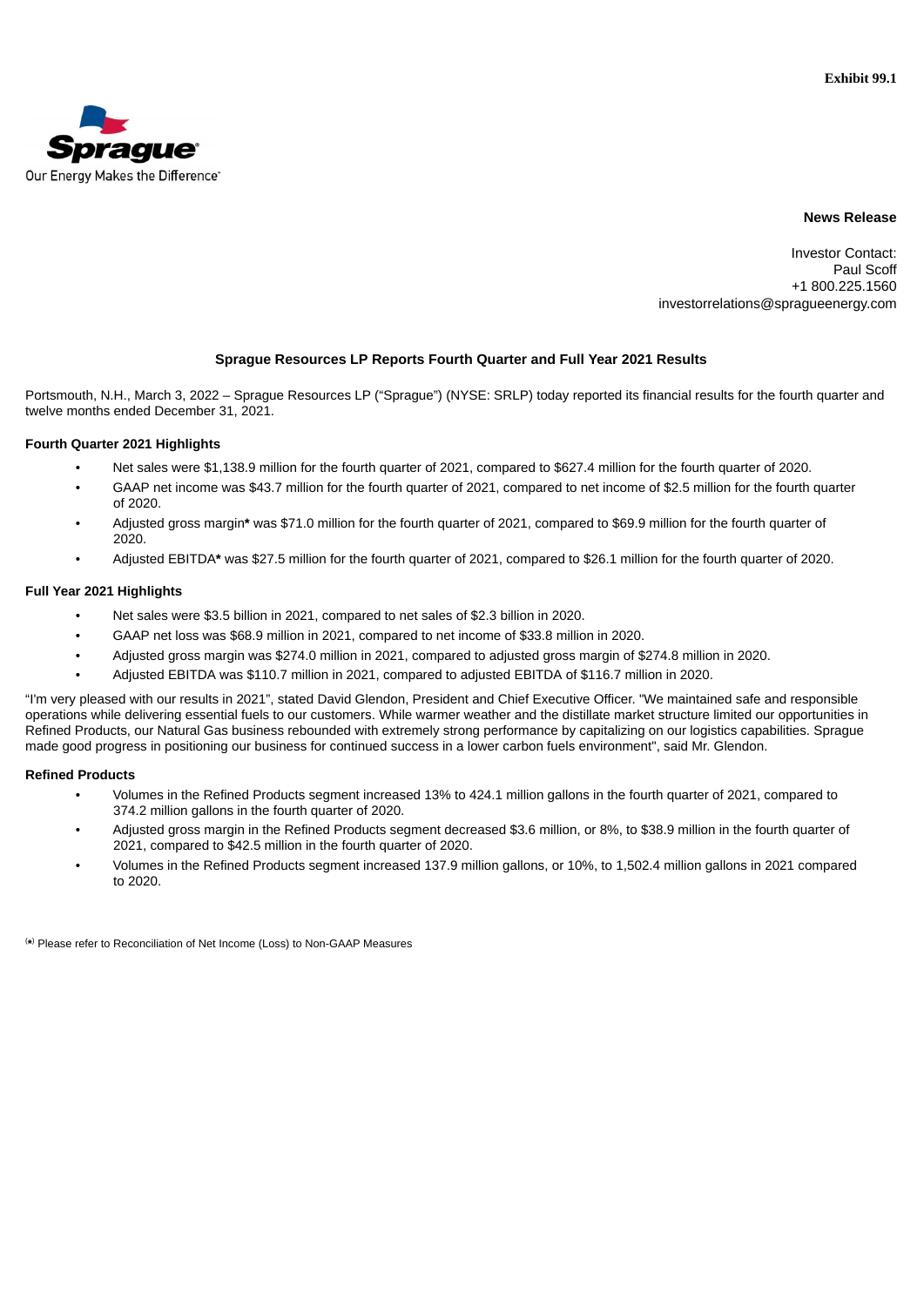Exhibit 99.1

Sprague

Our Energy Makes the Difference

**News Release**

Investor Contact:
Paul Scoff
+1 800.225.1560
investorrelations@spragueenergy.com

## Sprague Resources LP Reports Fourth Quarter and Full Year 2021 Results

Portsmouth, N.H., March 3, 2022 – Sprague Resources LP ("Sprague") (NYSE: SRLP) today reported its financial results for the fourth quarter and twelve months ended December 31, 2021.

### Fourth Quarter 2021 Highlights

- Net sales were $1,138.9 million for the fourth quarter of 2021, compared to $627.4 million for the fourth quarter of 2020.
- GAAP net income was $43.7 million for the fourth quarter of 2021, compared to net income of $2.5 million for the fourth quarter of 2020.
- Adjusted gross margin**\*** was $71.0 million for the fourth quarter of 2021, compared to $69.9 million for the fourth quarter of 2020.
- Adjusted EBITDA**\*** was $27.5 million for the fourth quarter of 2021, compared to $26.1 million for the fourth quarter of 2020.

### Full Year 2021 Highlights

- Net sales were $3.5 billion in 2021, compared to net sales of $2.3 billion in 2020.
- GAAP net loss was $68.9 million in 2021, compared to net income of $33.8 million in 2020.
- Adjusted gross margin was $274.0 million in 2021, compared to adjusted gross margin of $274.8 million in 2020.
- Adjusted EBITDA was $110.7 million in 2021, compared to adjusted EBITDA of $116.7 million in 2020.

"I'm very pleased with our results in 2021", stated David Glendon, President and Chief Executive Officer. "We maintained safe and responsible operations while delivering essential fuels to our customers. While warmer weather and the distillate market structure limited our opportunities in Refined Products, our Natural Gas business rebounded with extremely strong performance by capitalizing on our logistics capabilities. Sprague made good progress in positioning our business for continued success in a lower carbon fuels environment", said Mr. Glendon.

### Refined Products

- Volumes in the Refined Products segment increased 13% to 424.1 million gallons in the fourth quarter of 2021, compared to 374.2 million gallons in the fourth quarter of 2020.
- Adjusted gross margin in the Refined Products segment decreased $3.6 million, or 8%, to $38.9 million in the fourth quarter of 2021, compared to $42.5 million in the fourth quarter of 2020.
- Volumes in the Refined Products segment increased 137.9 million gallons, or 10%, to 1,502.4 million gallons in 2021 compared to 2020.

(\*) Please refer to Reconciliation of Net Income (Loss) to Non-GAAP Measures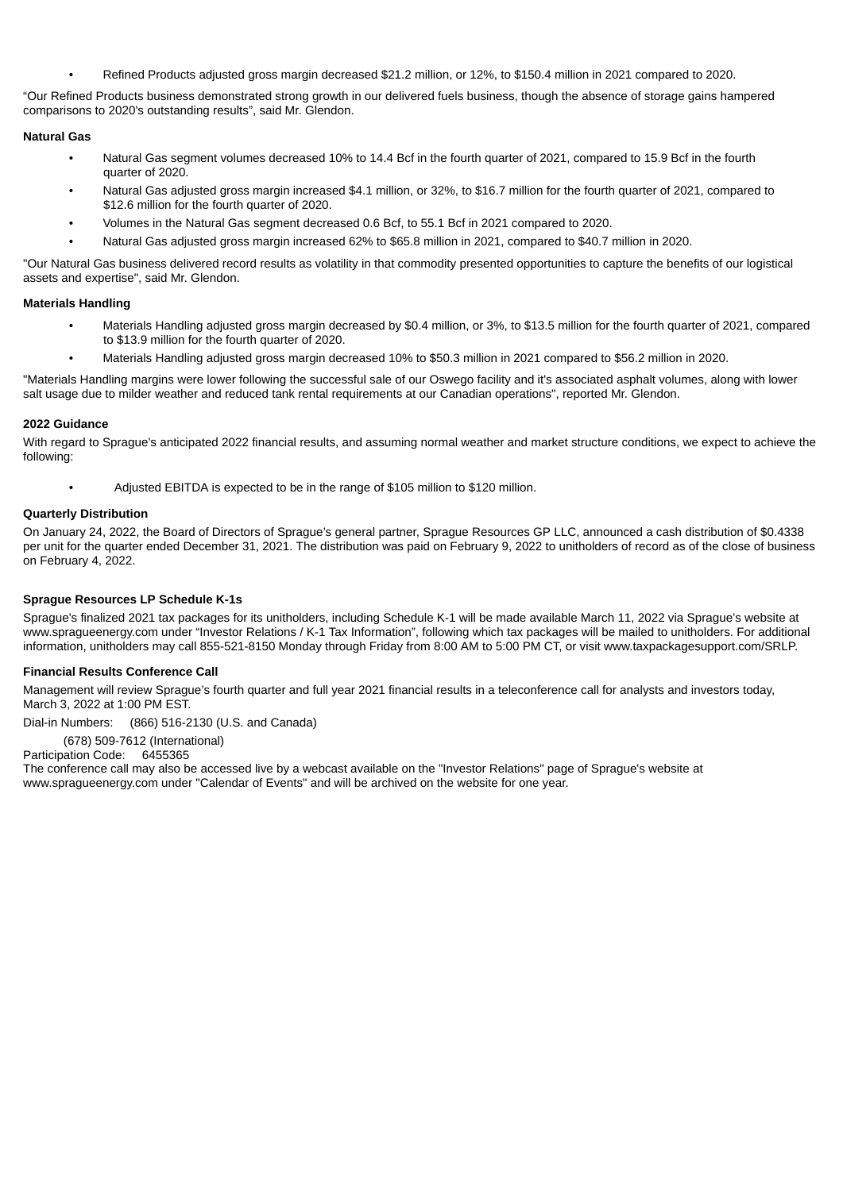- Refined Products adjusted gross margin decreased $21.2 million, or 12%, to $150.4 million in 2021 compared to 2020.

“Our Refined Products business demonstrated strong growth in our delivered fuels business, though the absence of storage gains hampered comparisons to 2020's outstanding results”, said Mr. Glendon.

**Natural Gas**

- Natural Gas segment volumes decreased 10% to 14.4 Bcf in the fourth quarter of 2021, compared to 15.9 Bcf in the fourth quarter of 2020.
- Natural Gas adjusted gross margin increased $4.1 million, or 32%, to $16.7 million for the fourth quarter of 2021, compared to $12.6 million for the fourth quarter of 2020.
- Volumes in the Natural Gas segment decreased 0.6 Bcf, to 55.1 Bcf in 2021 compared to 2020.
- Natural Gas adjusted gross margin increased 62% to $65.8 million in 2021, compared to $40.7 million in 2020.

"Our Natural Gas business delivered record results as volatility in that commodity presented opportunities to capture the benefits of our logistical assets and expertise", said Mr. Glendon.

**Materials Handling**

- Materials Handling adjusted gross margin decreased by $0.4 million, or 3%, to $13.5 million for the fourth quarter of 2021, compared to $13.9 million for the fourth quarter of 2020.
- Materials Handling adjusted gross margin decreased 10% to $50.3 million in 2021 compared to $56.2 million in 2020.

"Materials Handling margins were lower following the successful sale of our Oswego facility and it's associated asphalt volumes, along with lower salt usage due to milder weather and reduced tank rental requirements at our Canadian operations", reported Mr. Glendon.

**2022 Guidance**

With regard to Sprague's anticipated 2022 financial results, and assuming normal weather and market structure conditions, we expect to achieve the following:

- Adjusted EBITDA is expected to be in the range of $105 million to $120 million.

**Quarterly Distribution**

On January 24, 2022, the Board of Directors of Sprague’s general partner, Sprague Resources GP LLC, announced a cash distribution of $0.4338 per unit for the quarter ended December 31, 2021. The distribution was paid on February 9, 2022 to unitholders of record as of the close of business on February 4, 2022.

**Sprague Resources LP Schedule K-1s**

Sprague's finalized 2021 tax packages for its unitholders, including Schedule K-1 will be made available March 11, 2022 via Sprague’s website at www.spragueenergy.com under “Investor Relations / K-1 Tax Information”, following which tax packages will be mailed to unitholders. For additional information, unitholders may call 855-521-8150 Monday through Friday from 8:00 AM to 5:00 PM CT, or visit www.taxpackagesupport.com/SRLP.

**Financial Results Conference Call**

Management will review Sprague’s fourth quarter and full year 2021 financial results in a teleconference call for analysts and investors today, March 3, 2022 at 1:00 PM EST.

Dial-in Numbers: (866) 516-2130 (U.S. and Canada)

(678) 509-7612 (International)

Participation Code: 6455365

The conference call may also be accessed live by a webcast available on the "Investor Relations" page of Sprague's website at www.spragueenergy.com under "Calendar of Events" and will be archived on the website for one year.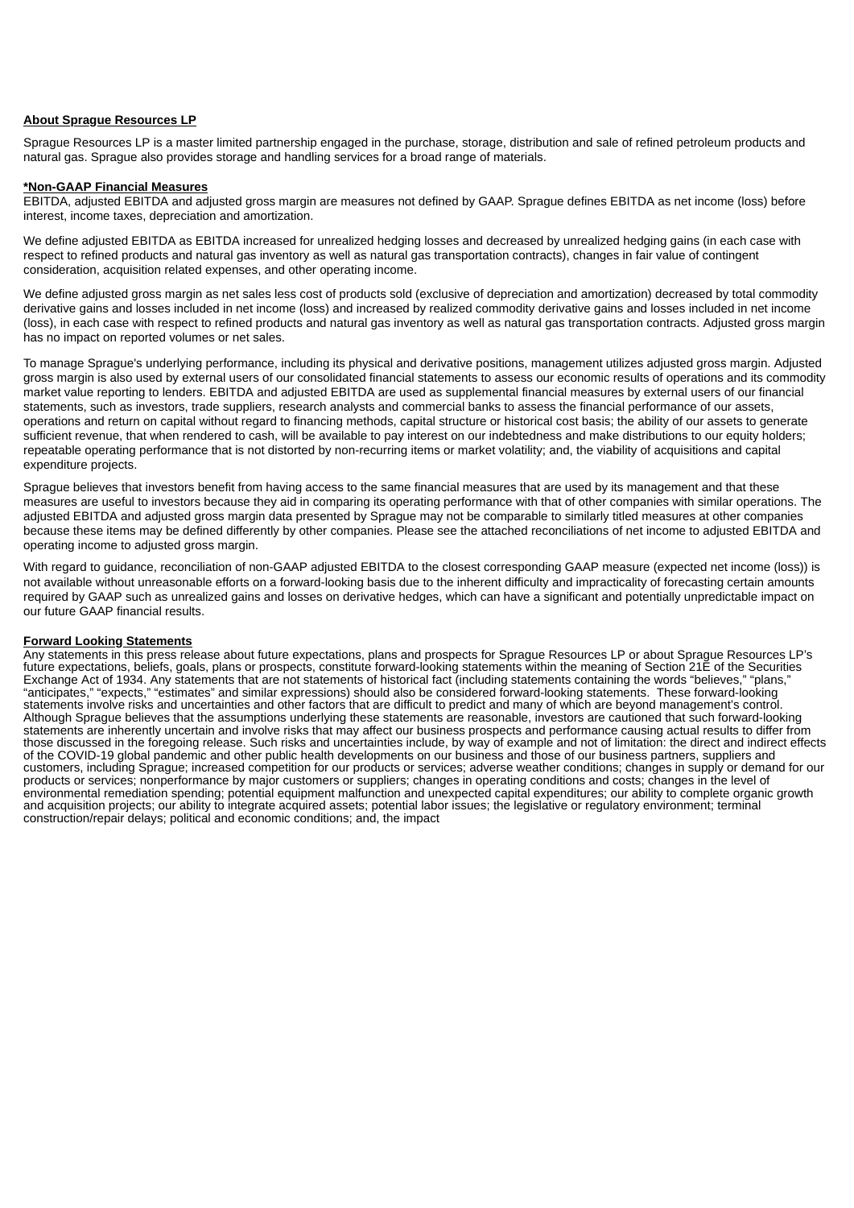**About Sprague Resources LP**

Sprague Resources LP is a master limited partnership engaged in the purchase, storage, distribution and sale of refined petroleum products and natural gas. Sprague also provides storage and handling services for a broad range of materials.

***Non-GAAP Financial Measures**

EBITDA, adjusted EBITDA and adjusted gross margin are measures not defined by GAAP. Sprague defines EBITDA as net income (loss) before interest, income taxes, depreciation and amortization.

We define adjusted EBITDA as EBITDA increased for unrealized hedging losses and decreased by unrealized hedging gains (in each case with respect to refined products and natural gas inventory as well as natural gas transportation contracts), changes in fair value of contingent consideration, acquisition related expenses, and other operating income.

We define adjusted gross margin as net sales less cost of products sold (exclusive of depreciation and amortization) decreased by total commodity derivative gains and losses included in net income (loss) and increased by realized commodity derivative gains and losses included in net income (loss), in each case with respect to refined products and natural gas inventory as well as natural gas transportation contracts. Adjusted gross margin has no impact on reported volumes or net sales.

To manage Sprague's underlying performance, including its physical and derivative positions, management utilizes adjusted gross margin. Adjusted gross margin is also used by external users of our consolidated financial statements to assess our economic results of operations and its commodity market value reporting to lenders. EBITDA and adjusted EBITDA are used as supplemental financial measures by external users of our financial statements, such as investors, trade suppliers, research analysts and commercial banks to assess the financial performance of our assets, operations and return on capital without regard to financing methods, capital structure or historical cost basis; the ability of our assets to generate sufficient revenue, that when rendered to cash, will be available to pay interest on our indebtedness and make distributions to our equity holders; repeatable operating performance that is not distorted by non-recurring items or market volatility; and, the viability of acquisitions and capital expenditure projects.

Sprague believes that investors benefit from having access to the same financial measures that are used by its management and that these measures are useful to investors because they aid in comparing its operating performance with that of other companies with similar operations. The adjusted EBITDA and adjusted gross margin data presented by Sprague may not be comparable to similarly titled measures at other companies because these items may be defined differently by other companies. Please see the attached reconciliations of net income to adjusted EBITDA and operating income to adjusted gross margin.

With regard to guidance, reconciliation of non-GAAP adjusted EBITDA to the closest corresponding GAAP measure (expected net income (loss)) is not available without unreasonable efforts on a forward-looking basis due to the inherent difficulty and impracticality of forecasting certain amounts required by GAAP such as unrealized gains and losses on derivative hedges, which can have a significant and potentially unpredictable impact on our future GAAP financial results.

**Forward Looking Statements**

Any statements in this press release about future expectations, plans and prospects for Sprague Resources LP or about Sprague Resources LP's future expectations, beliefs, goals, plans or prospects, constitute forward-looking statements within the meaning of Section 21E of the Securities Exchange Act of 1934. Any statements that are not statements of historical fact (including statements containing the words "believes," "plans," "anticipates," "expects," "estimates" and similar expressions) should also be considered forward-looking statements. These forward-looking statements involve risks and uncertainties and other factors that are difficult to predict and many of which are beyond management's control. Although Sprague believes that the assumptions underlying these statements are reasonable, investors are cautioned that such forward-looking statements are inherently uncertain and involve risks that may affect our business prospects and performance causing actual results to differ from those discussed in the foregoing release. Such risks and uncertainties include, by way of example and not of limitation: the direct and indirect effects of the COVID-19 global pandemic and other public health developments on our business and those of our business partners, suppliers and customers, including Sprague; increased competition for our products or services; adverse weather conditions; changes in supply or demand for our products or services; nonperformance by major customers or suppliers; changes in operating conditions and costs; changes in the level of environmental remediation spending; potential equipment malfunction and unexpected capital expenditures; our ability to complete organic growth and acquisition projects; our ability to integrate acquired assets; potential labor issues; the legislative or regulatory environment; terminal construction/repair delays; political and economic conditions; and, the impact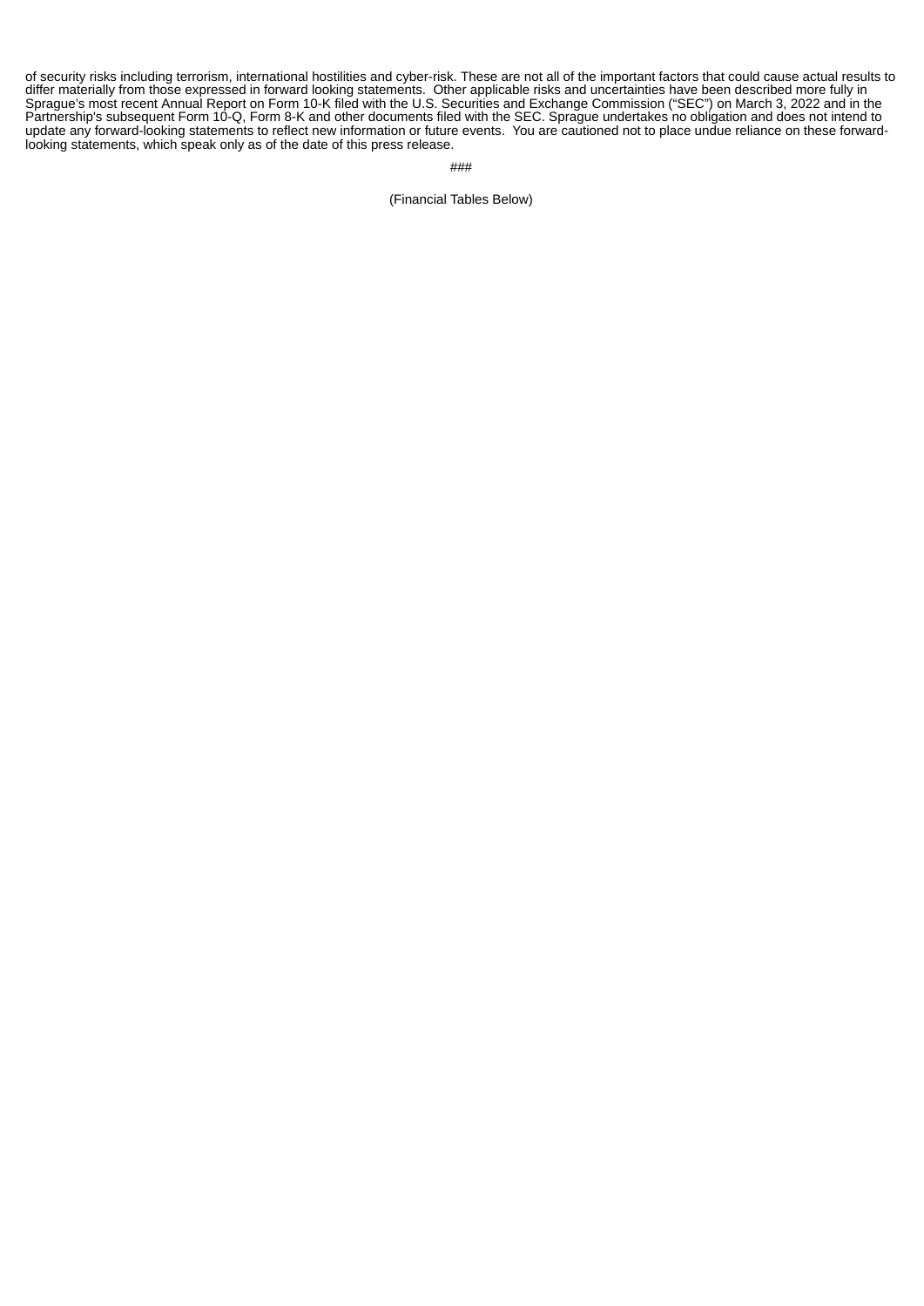of security risks including terrorism, international hostilities and cyber-risk. These are not all of the important factors that could cause actual results to differ materially from those expressed in forward looking statements. Other applicable risks and uncertainties have been described more fully in Sprague's most recent Annual Report on Form 10-K filed with the U.S. Securities and Exchange Commission ("SEC") on March 3, 2022 and in the Partnership's subsequent Form 10-Q, Form 8-K and other documents filed with the SEC. Sprague undertakes no obligation and does not intend to update any forward-looking statements to reflect new information or future events. You are cautioned not to place undue reliance on these forward-looking statements, which speak only as of the date of this press release.

###

(Financial Tables Below)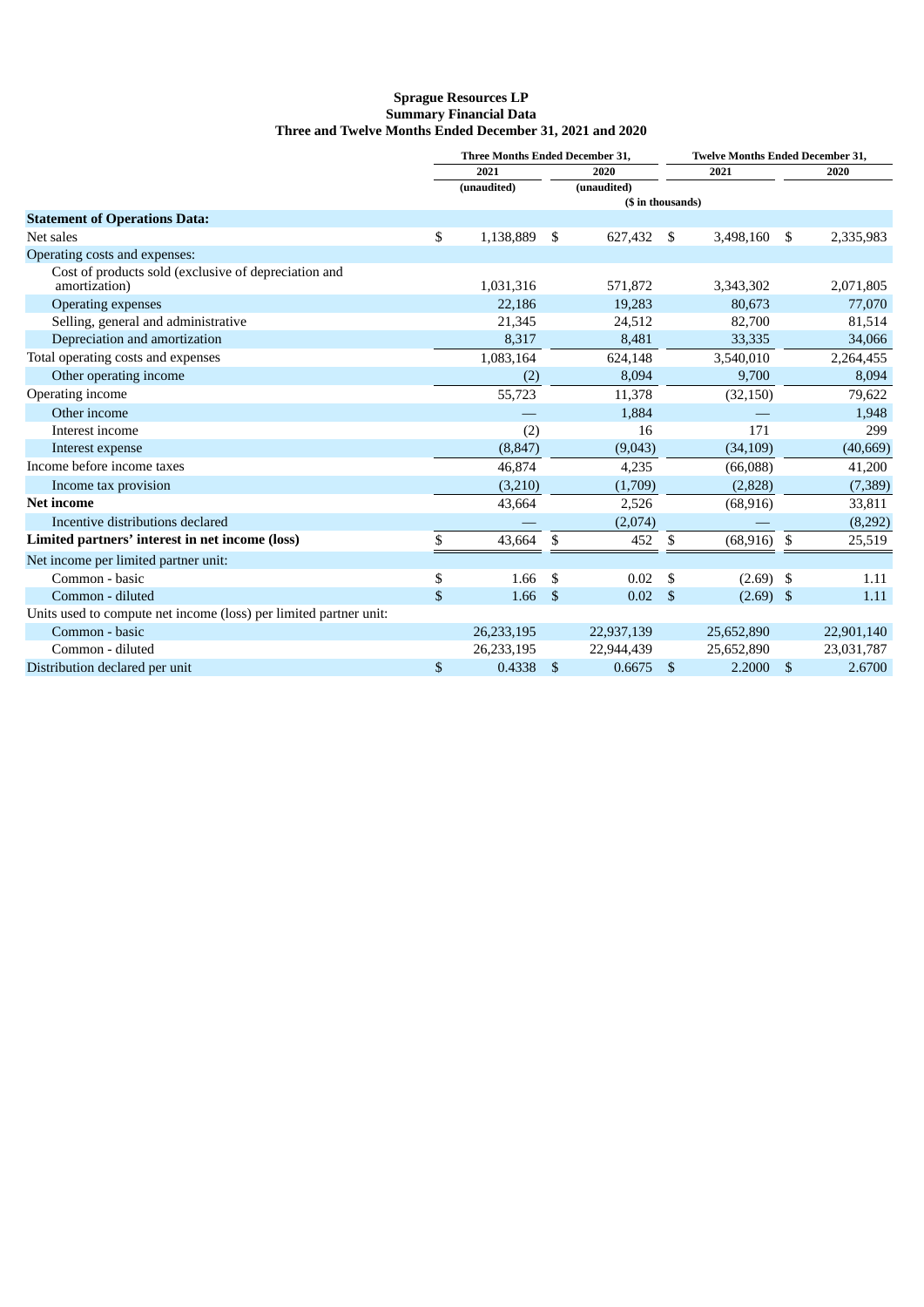**Sprague Resources LP**
**Summary Financial Data**
**Three and Twelve Months Ended December 31, 2021 and 2020**

| | Three Months Ended December 31, | | Twelve Months Ended December 31, | |
|---|---|---|---|---|
| | 2021 | 2020 | 2021 | 2020 |
| | (unaudited) | (unaudited) | | |
| | ($ in thousands) | | | |
| **Statement of Operations Data:** | | | | |
| Net sales | $ 1,138,889 | $ 627,432 | $ 3,498,160 | $ 2,335,983 |
| Operating costs and expenses: | | | | |
| Cost of products sold (exclusive of depreciation and amortization) | 1,031,316 | 571,872 | 3,343,302 | 2,071,805 |
| Operating expenses | 22,186 | 19,283 | 80,673 | 77,070 |
| Selling, general and administrative | 21,345 | 24,512 | 82,700 | 81,514 |
| Depreciation and amortization | 8,317 | 8,481 | 33,335 | 34,066 |
| Total operating costs and expenses | 1,083,164 | 624,148 | 3,540,010 | 2,264,455 |
| Other operating income | (2) | 8,094 | 9,700 | 8,094 |
| Operating income | 55,723 | 11,378 | (32,150) | 79,622 |
| Other income | — | 1,884 | — | 1,948 |
| Interest income | (2) | 16 | 171 | 299 |
| Interest expense | (8,847) | (9,043) | (34,109) | (40,669) |
| Income before income taxes | 46,874 | 4,235 | (66,088) | 41,200 |
| Income tax provision | (3,210) | (1,709) | (2,828) | (7,389) |
| **Net income** | 43,664 | 2,526 | (68,916) | 33,811 |
| Incentive distributions declared | — | (2,074) | — | (8,292) |
| **Limited partners' interest in net income (loss)** | $ 43,664 | $ 452 | $ (68,916) | $ 25,519 |
| Net income per limited partner unit: | | | | |
| Common - basic | $ 1.66 | $ 0.02 | $ (2.69) | $ 1.11 |
| Common - diluted | $ 1.66 | $ 0.02 | $ (2.69) | $ 1.11 |
| Units used to compute net income (loss) per limited partner unit: | | | | |
| Common - basic | 26,233,195 | 22,937,139 | 25,652,890 | 22,901,140 |
| Common - diluted | 26,233,195 | 22,944,439 | 25,652,890 | 23,031,787 |
| Distribution declared per unit | $ 0.4338 | $ 0.6675 | $ 2.2000 | $ 2.6700 |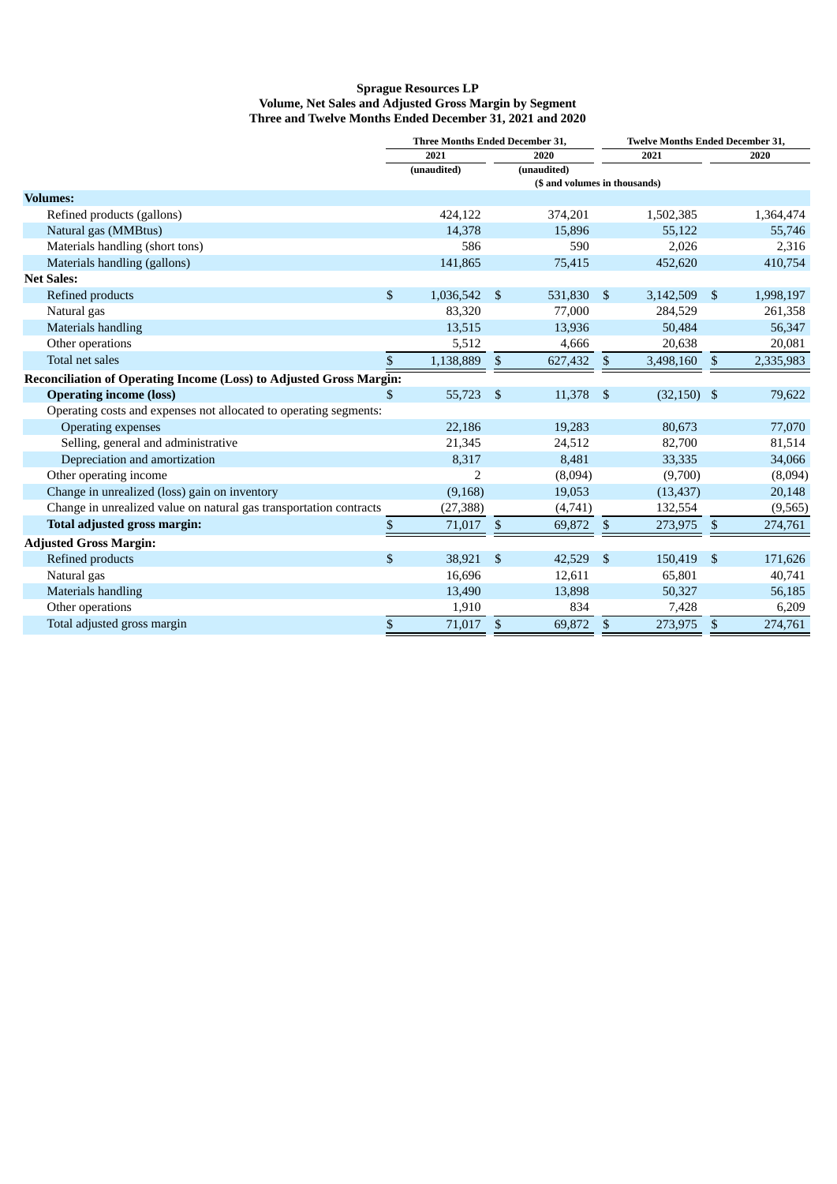**Sprague Resources LP**
**Volume, Net Sales and Adjusted Gross Margin by Segment**
**Three and Twelve Months Ended December 31, 2021 and 2020**

| | Three Months Ended December 31, | | Twelve Months Ended December 31, | |
|---|---|---|---|---|
| | 2021 | 2020 | 2021 | 2020 |
| | (unaudited) | (unaudited) | | |
| | ($ and volumes in thousands) | | | |
| **Volumes:** | | | | |
| Refined products (gallons) | 424,122 | 374,201 | 1,502,385 | 1,364,474 |
| Natural gas (MMBtus) | 14,378 | 15,896 | 55,122 | 55,746 |
| Materials handling (short tons) | 586 | 590 | 2,026 | 2,316 |
| Materials handling (gallons) | 141,865 | 75,415 | 452,620 | 410,754 |
| **Net Sales:** | | | | |
| Refined products | $ 1,036,542 | $ 531,830 | $ 3,142,509 | $ 1,998,197 |
| Natural gas | 83,320 | 77,000 | 284,529 | 261,358 |
| Materials handling | 13,515 | 13,936 | 50,484 | 56,347 |
| Other operations | 5,512 | 4,666 | 20,638 | 20,081 |
| Total net sales | $ 1,138,889 | $ 627,432 | $ 3,498,160 | $ 2,335,983 |
| **Reconciliation of Operating Income (Loss) to Adjusted Gross Margin:** | | | | |
| **Operating income (loss)** | $ 55,723 | $ 11,378 | $ (32,150) | $ 79,622 |
| Operating costs and expenses not allocated to operating segments: | | | | |
| Operating expenses | 22,186 | 19,283 | 80,673 | 77,070 |
| Selling, general and administrative | 21,345 | 24,512 | 82,700 | 81,514 |
| Depreciation and amortization | 8,317 | 8,481 | 33,335 | 34,066 |
| Other operating income | 2 | (8,094) | (9,700) | (8,094) |
| Change in unrealized (loss) gain on inventory | (9,168) | 19,053 | (13,437) | 20,148 |
| Change in unrealized value on natural gas transportation contracts | (27,388) | (4,741) | 132,554 | (9,565) |
| **Total adjusted gross margin:** | $ 71,017 | $ 69,872 | $ 273,975 | $ 274,761 |
| **Adjusted Gross Margin:** | | | | |
| Refined products | $ 38,921 | $ 42,529 | $ 150,419 | $ 171,626 |
| Natural gas | 16,696 | 12,611 | 65,801 | 40,741 |
| Materials handling | 13,490 | 13,898 | 50,327 | 56,185 |
| Other operations | 1,910 | 834 | 7,428 | 6,209 |
| Total adjusted gross margin | $ 71,017 | $ 69,872 | $ 273,975 | $ 274,761 |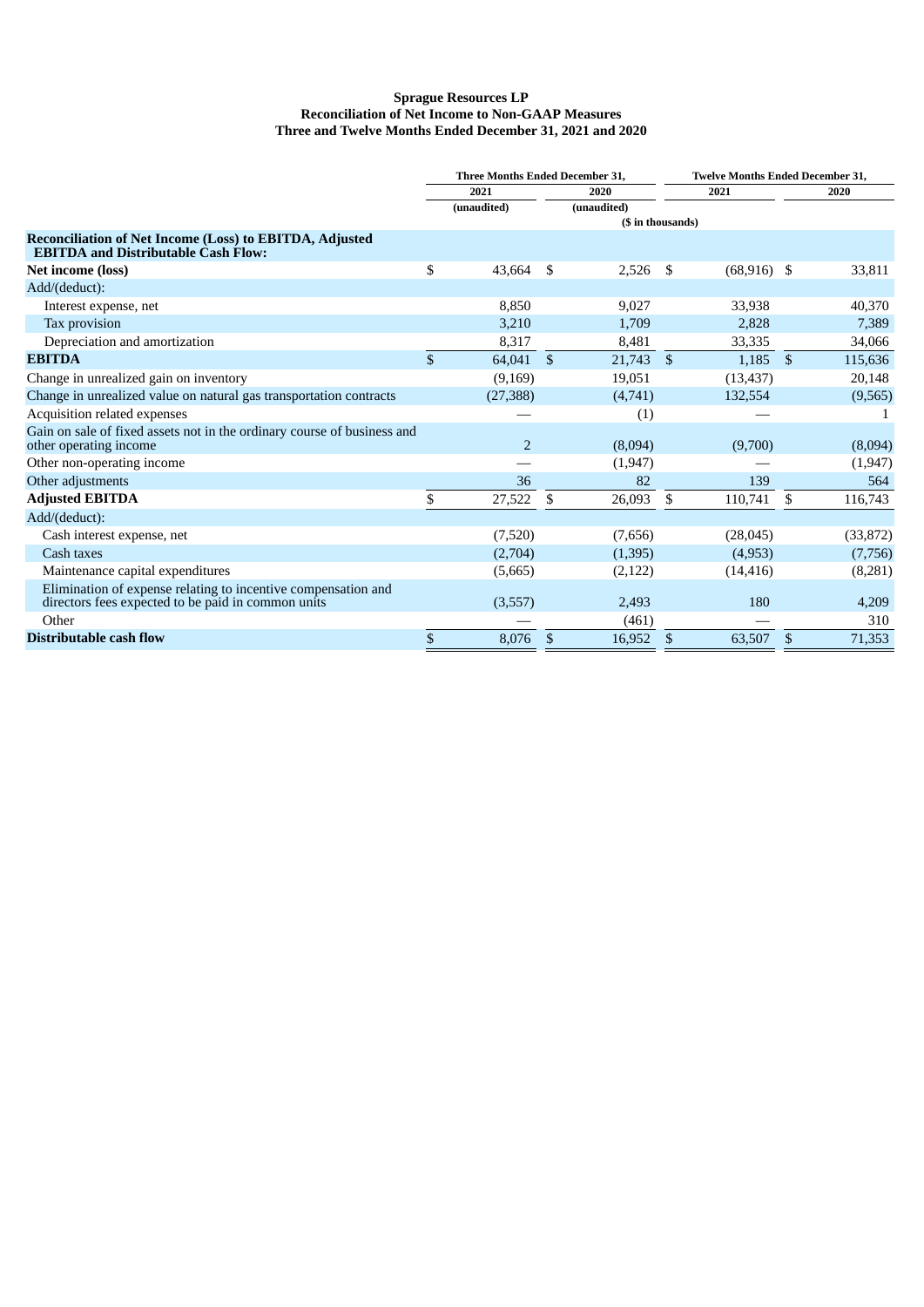**Sprague Resources LP**
**Reconciliation of Net Income to Non-GAAP Measures**
**Three and Twelve Months Ended December 31, 2021 and 2020**

| | Three Months Ended December 31, | | Twelve Months Ended December 31, | |
|---|---|---|---|---|
| | 2021 | 2020 | 2021 | 2020 |
| | (unaudited) | (unaudited) | | |
| | ($ in thousands) | | | |
| **Reconciliation of Net Income (Loss) to EBITDA, Adjusted EBITDA and Distributable Cash Flow:** | | | | |
| **Net income (loss)** | $ 43,664 | $ 2,526 | $ (68,916) | $ 33,811 |
| Add/(deduct): | | | | |
| Interest expense, net | 8,850 | 9,027 | 33,938 | 40,370 |
| Tax provision | 3,210 | 1,709 | 2,828 | 7,389 |
| Depreciation and amortization | 8,317 | 8,481 | 33,335 | 34,066 |
| **EBITDA** | $ 64,041 | $ 21,743 | $ 1,185 | $ 115,636 |
| Change in unrealized gain on inventory | (9,169) | 19,051 | (13,437) | 20,148 |
| Change in unrealized value on natural gas transportation contracts | (27,388) | (4,741) | 132,554 | (9,565) |
| Acquisition related expenses | — | (1) | — | 1 |
| Gain on sale of fixed assets not in the ordinary course of business and other operating income | 2 | (8,094) | (9,700) | (8,094) |
| Other non-operating income | — | (1,947) | — | (1,947) |
| Other adjustments | 36 | 82 | 139 | 564 |
| **Adjusted EBITDA** | $ 27,522 | $ 26,093 | $ 110,741 | $ 116,743 |
| Add/(deduct): | | | | |
| Cash interest expense, net | (7,520) | (7,656) | (28,045) | (33,872) |
| Cash taxes | (2,704) | (1,395) | (4,953) | (7,756) |
| Maintenance capital expenditures | (5,665) | (2,122) | (14,416) | (8,281) |
| Elimination of expense relating to incentive compensation and directors fees expected to be paid in common units | (3,557) | 2,493 | 180 | 4,209 |
| Other | — | (461) | — | 310 |
| **Distributable cash flow** | $ 8,076 | $ 16,952 | $ 63,507 | $ 71,353 |